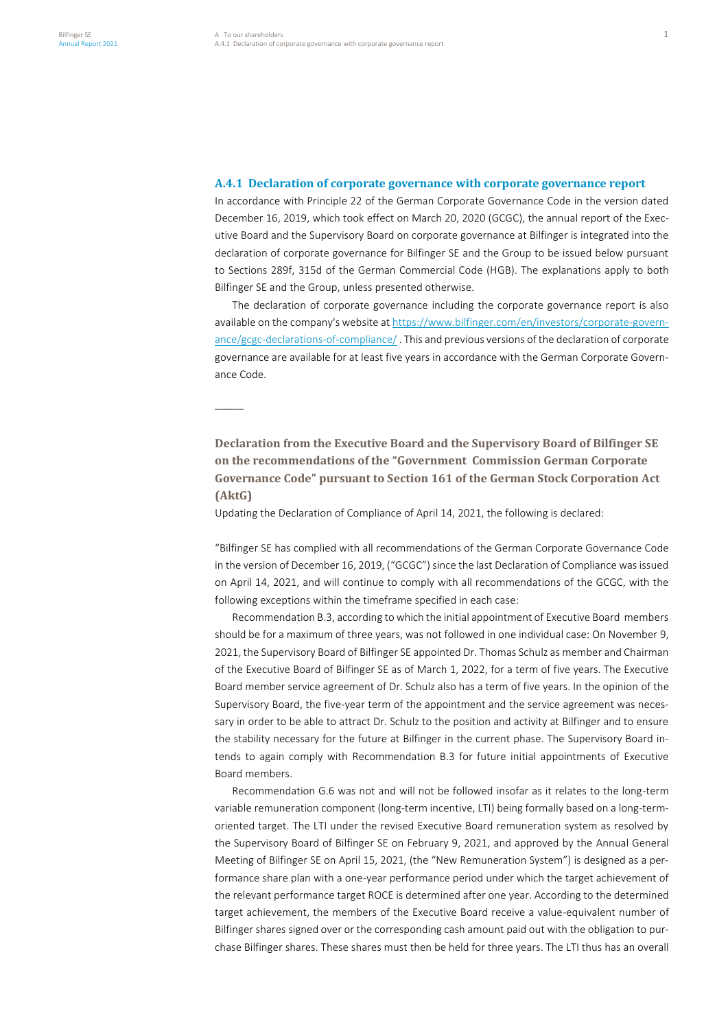### A.4.1 Declaration of corporate governance with corporate governance report

In accordance with Principle 22 of the German Corporate Governance Code in the version dated December 16, 2019, which took effect on March 20, 2020 (GCGC), the annual report of the Executive Board and the Supervisory Board on corporate governance at Bilfinger is integrated into the declaration of corporate governance for Bilfinger SE and the Group to be issued below pursuant to Sections 289f, 315d of the German Commercial Code (HGB). The explanations apply to both Bilfinger SE and the Group, unless presented otherwise.

The declaration of corporate governance including the corporate governance report is also available on the company's website at https://www.bilfinger.com/en/investors/corporate-governance/gcgc-declarations-of-compliance/ . This and previous versions of the declaration of corporate governance are available for at least five years in accordance with the German Corporate Governance Code.

---

#### Declaration from the Executive Board and the Supervisory Board of Bilfinger SE on the recommendations of the "Government Commission German Corporate Governance Code" pursuant to Section 161 of the German Stock Corporation Act (AktG)

Updating the Declaration of Compliance of April 14, 2021, the following is declared:

"Bilfinger SE has complied with all recommendations of the German Corporate Governance Code in the version of December 16, 2019, ("GCGC") since the last Declaration of Compliance was issued on April 14, 2021, and will continue to comply with all recommendations of the GCGC, with the following exceptions within the timeframe specified in each case:

Recommendation B.3, according to which the initial appointment of Executive Board members should be for a maximum of three years, was not followed in one individual case: On November 9, 2021, the Supervisory Board of Bilfinger SE appointed Dr. Thomas Schulz as member and Chairman of the Executive Board of Bilfinger SE as of March 1, 2022, for a term of five years. The Executive Board member service agreement of Dr. Schulz also has a term of five years. In the opinion of the Supervisory Board, the five-year term of the appointment and the service agreement was necessary in order to be able to attract Dr. Schulz to the position and activity at Bilfinger and to ensure the stability necessary for the future at Bilfinger in the current phase. The Supervisory Board intends to again comply with Recommendation B.3 for future initial appointments of Executive Board members.

Recommendation G.6 was not and will not be followed insofar as it relates to the long-term variable remuneration component (long-term incentive, LTI) being formally based on a long-term-oriented target. The LTI under the revised Executive Board remuneration system as resolved by the Supervisory Board of Bilfinger SE on February 9, 2021, and approved by the Annual General Meeting of Bilfinger SE on April 15, 2021, (the "New Remuneration System") is designed as a performance share plan with a one-year performance period under which the target achievement of the relevant performance target ROCE is determined after one year. According to the determined target achievement, the members of the Executive Board receive a value-equivalent number of Bilfinger shares signed over or the corresponding cash amount paid out with the obligation to purchase Bilfinger shares. These shares must then be held for three years. The LTI thus has an overall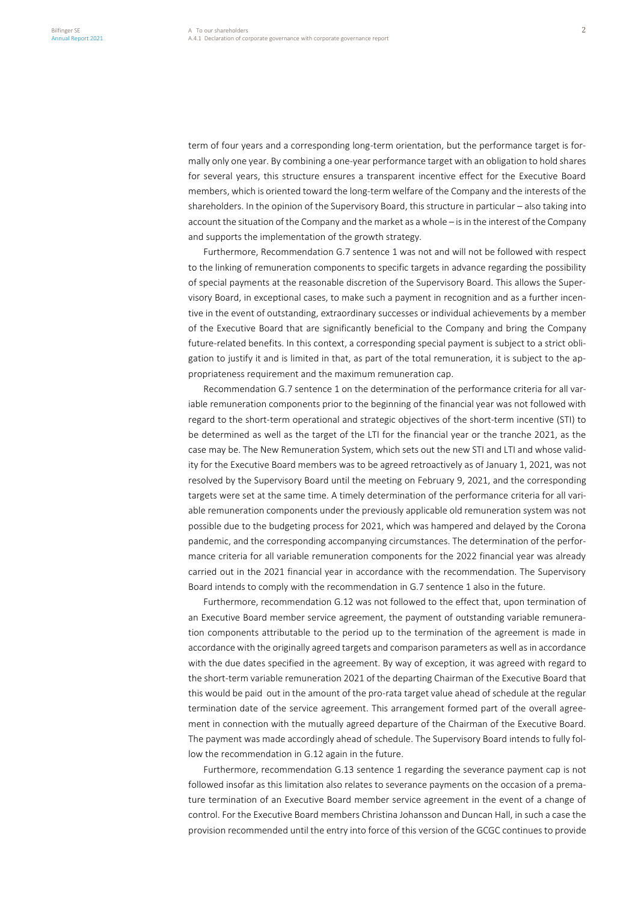term of four years and a corresponding long-term orientation, but the performance target is formally only one year. By combining a one-year performance target with an obligation to hold shares for several years, this structure ensures a transparent incentive effect for the Executive Board members, which is oriented toward the long-term welfare of the Company and the interests of the shareholders. In the opinion of the Supervisory Board, this structure in particular – also taking into account the situation of the Company and the market as a whole – is in the interest of the Company and supports the implementation of the growth strategy.

Furthermore, Recommendation G.7 sentence 1 was not and will not be followed with respect to the linking of remuneration components to specific targets in advance regarding the possibility of special payments at the reasonable discretion of the Supervisory Board. This allows the Supervisory Board, in exceptional cases, to make such a payment in recognition and as a further incentive in the event of outstanding, extraordinary successes or individual achievements by a member of the Executive Board that are significantly beneficial to the Company and bring the Company future-related benefits. In this context, a corresponding special payment is subject to a strict obligation to justify it and is limited in that, as part of the total remuneration, it is subject to the appropriateness requirement and the maximum remuneration cap.

Recommendation G.7 sentence 1 on the determination of the performance criteria for all variable remuneration components prior to the beginning of the financial year was not followed with regard to the short-term operational and strategic objectives of the short-term incentive (STI) to be determined as well as the target of the LTI for the financial year or the tranche 2021, as the case may be. The New Remuneration System, which sets out the new STI and LTI and whose validity for the Executive Board members was to be agreed retroactively as of January 1, 2021, was not resolved by the Supervisory Board until the meeting on February 9, 2021, and the corresponding targets were set at the same time. A timely determination of the performance criteria for all variable remuneration components under the previously applicable old remuneration system was not possible due to the budgeting process for 2021, which was hampered and delayed by the Corona pandemic, and the corresponding accompanying circumstances. The determination of the performance criteria for all variable remuneration components for the 2022 financial year was already carried out in the 2021 financial year in accordance with the recommendation. The Supervisory Board intends to comply with the recommendation in G.7 sentence 1 also in the future.

Furthermore, recommendation G.12 was not followed to the effect that, upon termination of an Executive Board member service agreement, the payment of outstanding variable remuneration components attributable to the period up to the termination of the agreement is made in accordance with the originally agreed targets and comparison parameters as well as in accordance with the due dates specified in the agreement. By way of exception, it was agreed with regard to the short-term variable remuneration 2021 of the departing Chairman of the Executive Board that this would be paid out in the amount of the pro-rata target value ahead of schedule at the regular termination date of the service agreement. This arrangement formed part of the overall agreement in connection with the mutually agreed departure of the Chairman of the Executive Board. The payment was made accordingly ahead of schedule. The Supervisory Board intends to fully follow the recommendation in G.12 again in the future.

Furthermore, recommendation G.13 sentence 1 regarding the severance payment cap is not followed insofar as this limitation also relates to severance payments on the occasion of a premature termination of an Executive Board member service agreement in the event of a change of control. For the Executive Board members Christina Johansson and Duncan Hall, in such a case the provision recommended until the entry into force of this version of the GCGC continues to provide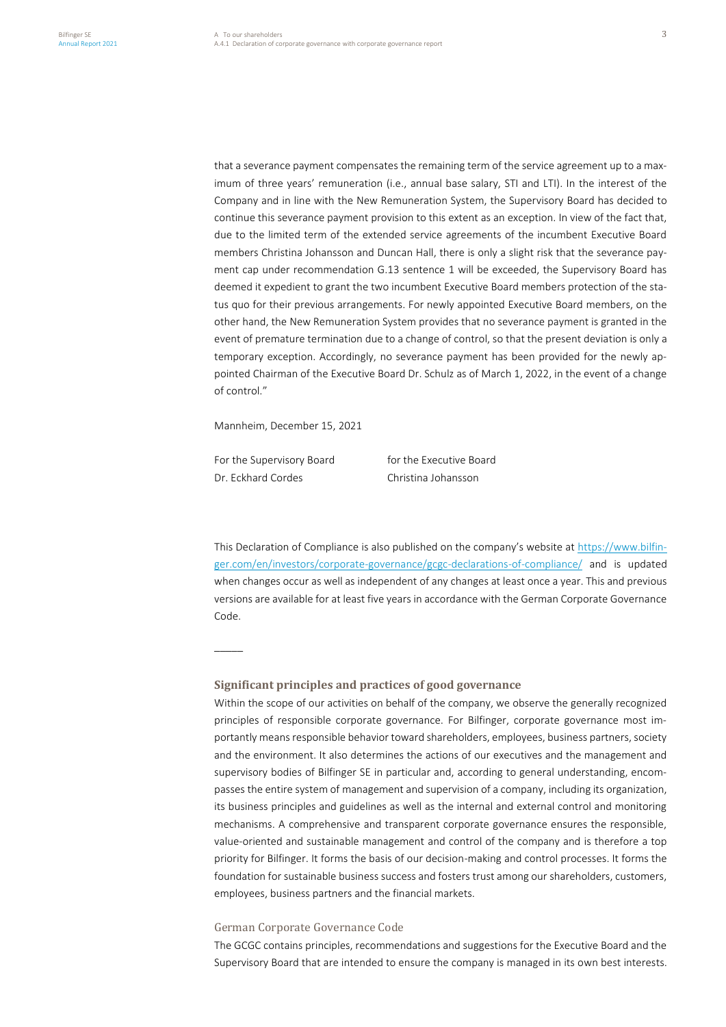that a severance payment compensates the remaining term of the service agreement up to a maximum of three years' remuneration (i.e., annual base salary, STI and LTI). In the interest of the Company and in line with the New Remuneration System, the Supervisory Board has decided to continue this severance payment provision to this extent as an exception. In view of the fact that, due to the limited term of the extended service agreements of the incumbent Executive Board members Christina Johansson and Duncan Hall, there is only a slight risk that the severance payment cap under recommendation G.13 sentence 1 will be exceeded, the Supervisory Board has deemed it expedient to grant the two incumbent Executive Board members protection of the status quo for their previous arrangements. For newly appointed Executive Board members, on the other hand, the New Remuneration System provides that no severance payment is granted in the event of premature termination due to a change of control, so that the present deviation is only a temporary exception. Accordingly, no severance payment has been provided for the newly appointed Chairman of the Executive Board Dr. Schulz as of March 1, 2022, in the event of a change of control."

Mannheim, December 15, 2021

For the Supervisory Board
Dr. Eckhard Cordes

for the Executive Board
Christina Johansson

This Declaration of Compliance is also published on the company's website at https://www.bilfinger.com/en/investors/corporate-governance/gcgc-declarations-of-compliance/ and is updated when changes occur as well as independent of any changes at least once a year. This and previous versions are available for at least five years in accordance with the German Corporate Governance Code.

---

## Significant principles and practices of good governance

Within the scope of our activities on behalf of the company, we observe the generally recognized principles of responsible corporate governance. For Bilfinger, corporate governance most importantly means responsible behavior toward shareholders, employees, business partners, society and the environment. It also determines the actions of our executives and the management and supervisory bodies of Bilfinger SE in particular and, according to general understanding, encompasses the entire system of management and supervision of a company, including its organization, its business principles and guidelines as well as the internal and external control and monitoring mechanisms. A comprehensive and transparent corporate governance ensures the responsible, value-oriented and sustainable management and control of the company and is therefore a top priority for Bilfinger. It forms the basis of our decision-making and control processes. It forms the foundation for sustainable business success and fosters trust among our shareholders, customers, employees, business partners and the financial markets.

### German Corporate Governance Code

The GCGC contains principles, recommendations and suggestions for the Executive Board and the Supervisory Board that are intended to ensure the company is managed in its own best interests.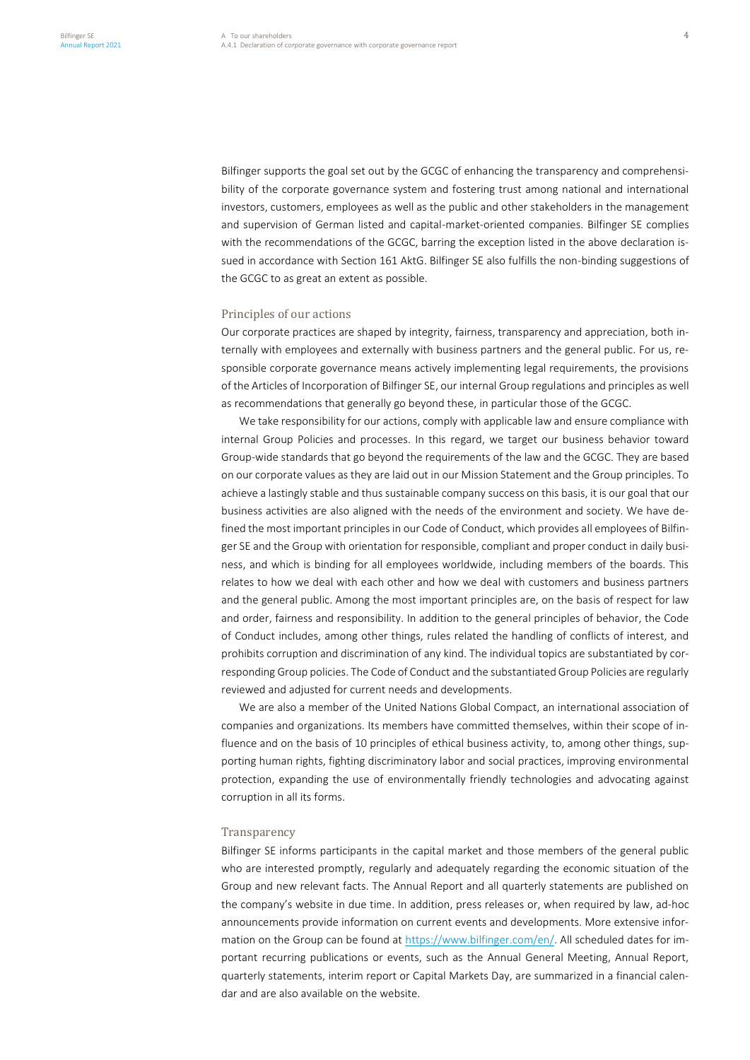Bilfinger supports the goal set out by the GCGC of enhancing the transparency and comprehensibility of the corporate governance system and fostering trust among national and international investors, customers, employees as well as the public and other stakeholders in the management and supervision of German listed and capital-market-oriented companies. Bilfinger SE complies with the recommendations of the GCGC, barring the exception listed in the above declaration issued in accordance with Section 161 AktG. Bilfinger SE also fulfills the non-binding suggestions of the GCGC to as great an extent as possible.

## Principles of our actions

Our corporate practices are shaped by integrity, fairness, transparency and appreciation, both internally with employees and externally with business partners and the general public. For us, responsible corporate governance means actively implementing legal requirements, the provisions of the Articles of Incorporation of Bilfinger SE, our internal Group regulations and principles as well as recommendations that generally go beyond these, in particular those of the GCGC.

We take responsibility for our actions, comply with applicable law and ensure compliance with internal Group Policies and processes. In this regard, we target our business behavior toward Group-wide standards that go beyond the requirements of the law and the GCGC. They are based on our corporate values as they are laid out in our Mission Statement and the Group principles. To achieve a lastingly stable and thus sustainable company success on this basis, it is our goal that our business activities are also aligned with the needs of the environment and society. We have defined the most important principles in our Code of Conduct, which provides all employees of Bilfinger SE and the Group with orientation for responsible, compliant and proper conduct in daily business, and which is binding for all employees worldwide, including members of the boards. This relates to how we deal with each other and how we deal with customers and business partners and the general public. Among the most important principles are, on the basis of respect for law and order, fairness and responsibility. In addition to the general principles of behavior, the Code of Conduct includes, among other things, rules related the handling of conflicts of interest, and prohibits corruption and discrimination of any kind. The individual topics are substantiated by corresponding Group policies. The Code of Conduct and the substantiated Group Policies are regularly reviewed and adjusted for current needs and developments.

We are also a member of the United Nations Global Compact, an international association of companies and organizations. Its members have committed themselves, within their scope of influence and on the basis of 10 principles of ethical business activity, to, among other things, supporting human rights, fighting discriminatory labor and social practices, improving environmental protection, expanding the use of environmentally friendly technologies and advocating against corruption in all its forms.

## Transparency

Bilfinger SE informs participants in the capital market and those members of the general public who are interested promptly, regularly and adequately regarding the economic situation of the Group and new relevant facts. The Annual Report and all quarterly statements are published on the company's website in due time. In addition, press releases or, when required by law, ad-hoc announcements provide information on current events and developments. More extensive information on the Group can be found at [https://www.bilfinger.com/en/](https://www.bilfinger.com/en/). All scheduled dates for important recurring publications or events, such as the Annual General Meeting, Annual Report, quarterly statements, interim report or Capital Markets Day, are summarized in a financial calendar and are also available on the website.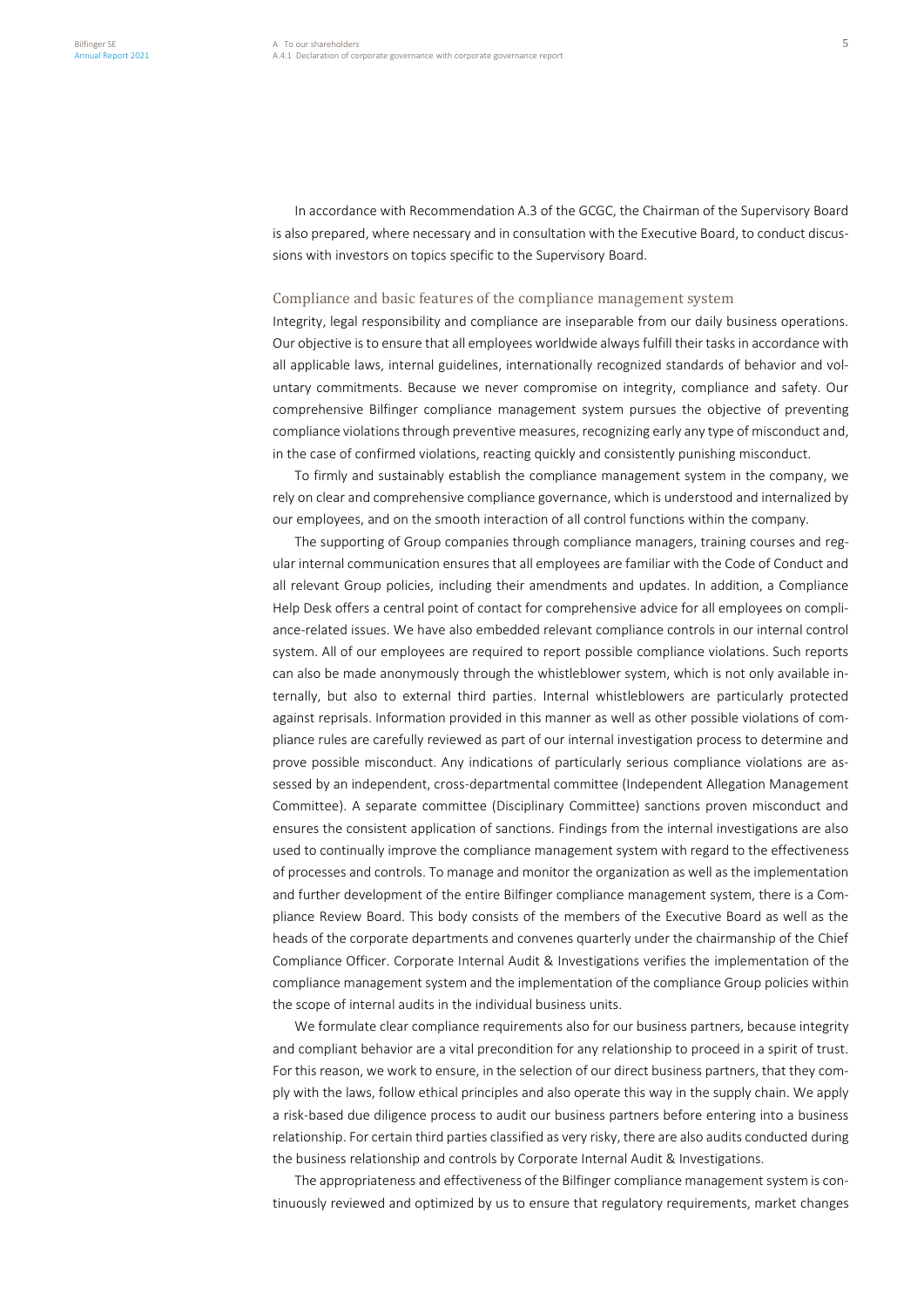In accordance with Recommendation A.3 of the GCGC, the Chairman of the Supervisory Board is also prepared, where necessary and in consultation with the Executive Board, to conduct discussions with investors on topics specific to the Supervisory Board.

### Compliance and basic features of the compliance management system

Integrity, legal responsibility and compliance are inseparable from our daily business operations. Our objective is to ensure that all employees worldwide always fulfill their tasks in accordance with all applicable laws, internal guidelines, internationally recognized standards of behavior and voluntary commitments. Because we never compromise on integrity, compliance and safety. Our comprehensive Bilfinger compliance management system pursues the objective of preventing compliance violations through preventive measures, recognizing early any type of misconduct and, in the case of confirmed violations, reacting quickly and consistently punishing misconduct.

To firmly and sustainably establish the compliance management system in the company, we rely on clear and comprehensive compliance governance, which is understood and internalized by our employees, and on the smooth interaction of all control functions within the company.

The supporting of Group companies through compliance managers, training courses and regular internal communication ensures that all employees are familiar with the Code of Conduct and all relevant Group policies, including their amendments and updates. In addition, a Compliance Help Desk offers a central point of contact for comprehensive advice for all employees on compliance-related issues. We have also embedded relevant compliance controls in our internal control system. All of our employees are required to report possible compliance violations. Such reports can also be made anonymously through the whistleblower system, which is not only available internally, but also to external third parties. Internal whistleblowers are particularly protected against reprisals. Information provided in this manner as well as other possible violations of compliance rules are carefully reviewed as part of our internal investigation process to determine and prove possible misconduct. Any indications of particularly serious compliance violations are assessed by an independent, cross-departmental committee (Independent Allegation Management Committee). A separate committee (Disciplinary Committee) sanctions proven misconduct and ensures the consistent application of sanctions. Findings from the internal investigations are also used to continually improve the compliance management system with regard to the effectiveness of processes and controls. To manage and monitor the organization as well as the implementation and further development of the entire Bilfinger compliance management system, there is a Compliance Review Board. This body consists of the members of the Executive Board as well as the heads of the corporate departments and convenes quarterly under the chairmanship of the Chief Compliance Officer. Corporate Internal Audit & Investigations verifies the implementation of the compliance management system and the implementation of the compliance Group policies within the scope of internal audits in the individual business units.

We formulate clear compliance requirements also for our business partners, because integrity and compliant behavior are a vital precondition for any relationship to proceed in a spirit of trust. For this reason, we work to ensure, in the selection of our direct business partners, that they comply with the laws, follow ethical principles and also operate this way in the supply chain. We apply a risk-based due diligence process to audit our business partners before entering into a business relationship. For certain third parties classified as very risky, there are also audits conducted during the business relationship and controls by Corporate Internal Audit & Investigations.

The appropriateness and effectiveness of the Bilfinger compliance management system is continuously reviewed and optimized by us to ensure that regulatory requirements, market changes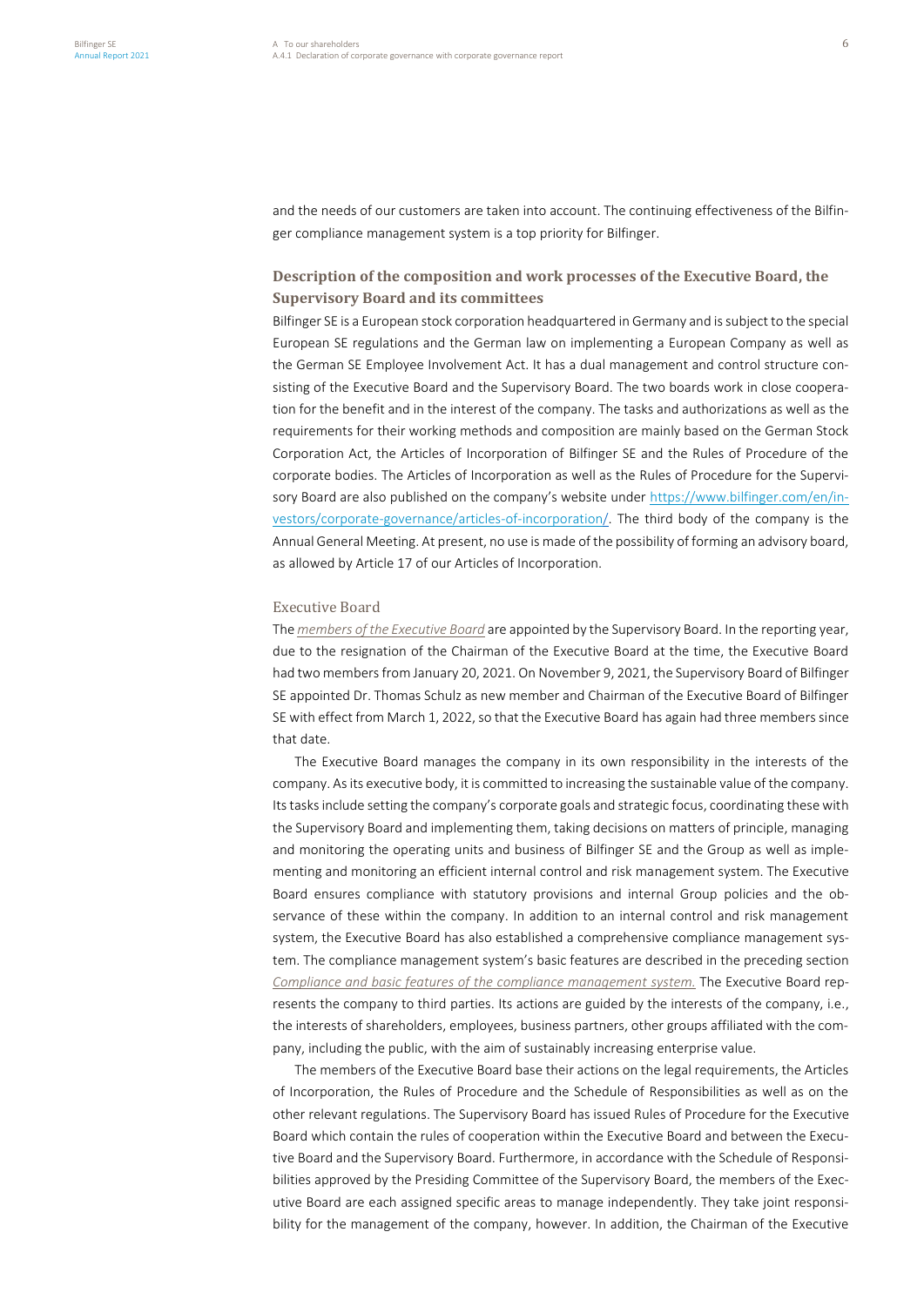and the needs of our customers are taken into account. The continuing effectiveness of the Bilfinger compliance management system is a top priority for Bilfinger.

## Description of the composition and work processes of the Executive Board, the Supervisory Board and its committees

Bilfinger SE is a European stock corporation headquartered in Germany and is subject to the special European SE regulations and the German law on implementing a European Company as well as the German SE Employee Involvement Act. It has a dual management and control structure consisting of the Executive Board and the Supervisory Board. The two boards work in close cooperation for the benefit and in the interest of the company. The tasks and authorizations as well as the requirements for their working methods and composition are mainly based on the German Stock Corporation Act, the Articles of Incorporation of Bilfinger SE and the Rules of Procedure of the corporate bodies. The Articles of Incorporation as well as the Rules of Procedure for the Supervisory Board are also published on the company's website under https://www.bilfinger.com/en/investors/corporate-governance/articles-of-incorporation/. The third body of the company is the Annual General Meeting. At present, no use is made of the possibility of forming an advisory board, as allowed by Article 17 of our Articles of Incorporation.

### Executive Board

The *members of the Executive Board* are appointed by the Supervisory Board. In the reporting year, due to the resignation of the Chairman of the Executive Board at the time, the Executive Board had two members from January 20, 2021. On November 9, 2021, the Supervisory Board of Bilfinger SE appointed Dr. Thomas Schulz as new member and Chairman of the Executive Board of Bilfinger SE with effect from March 1, 2022, so that the Executive Board has again had three members since that date.

The Executive Board manages the company in its own responsibility in the interests of the company. As its executive body, it is committed to increasing the sustainable value of the company. Its tasks include setting the company's corporate goals and strategic focus, coordinating these with the Supervisory Board and implementing them, taking decisions on matters of principle, managing and monitoring the operating units and business of Bilfinger SE and the Group as well as implementing and monitoring an efficient internal control and risk management system. The Executive Board ensures compliance with statutory provisions and internal Group policies and the observance of these within the company. In addition to an internal control and risk management system, the Executive Board has also established a comprehensive compliance management system. The compliance management system's basic features are described in the preceding section *Compliance and basic features of the compliance management system.* The Executive Board represents the company to third parties. Its actions are guided by the interests of the company, i.e., the interests of shareholders, employees, business partners, other groups affiliated with the company, including the public, with the aim of sustainably increasing enterprise value.

The members of the Executive Board base their actions on the legal requirements, the Articles of Incorporation, the Rules of Procedure and the Schedule of Responsibilities as well as on the other relevant regulations. The Supervisory Board has issued Rules of Procedure for the Executive Board which contain the rules of cooperation within the Executive Board and between the Executive Board and the Supervisory Board. Furthermore, in accordance with the Schedule of Responsibilities approved by the Presiding Committee of the Supervisory Board, the members of the Executive Board are each assigned specific areas to manage independently. They take joint responsibility for the management of the company, however. In addition, the Chairman of the Executive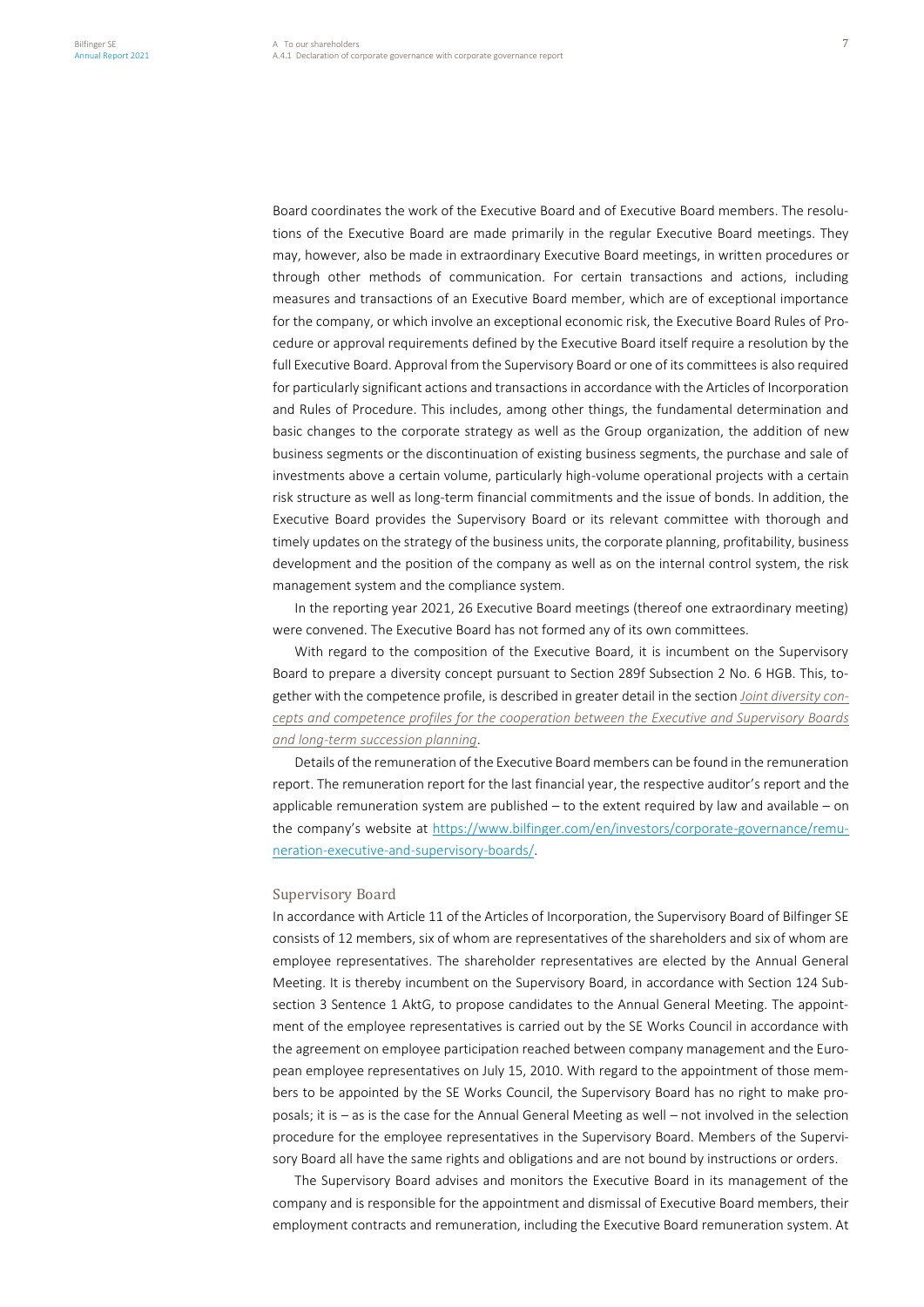Board coordinates the work of the Executive Board and of Executive Board members. The resolutions of the Executive Board are made primarily in the regular Executive Board meetings. They may, however, also be made in extraordinary Executive Board meetings, in written procedures or through other methods of communication. For certain transactions and actions, including measures and transactions of an Executive Board member, which are of exceptional importance for the company, or which involve an exceptional economic risk, the Executive Board Rules of Procedure or approval requirements defined by the Executive Board itself require a resolution by the full Executive Board. Approval from the Supervisory Board or one of its committees is also required for particularly significant actions and transactions in accordance with the Articles of Incorporation and Rules of Procedure. This includes, among other things, the fundamental determination and basic changes to the corporate strategy as well as the Group organization, the addition of new business segments or the discontinuation of existing business segments, the purchase and sale of investments above a certain volume, particularly high-volume operational projects with a certain risk structure as well as long-term financial commitments and the issue of bonds. In addition, the Executive Board provides the Supervisory Board or its relevant committee with thorough and timely updates on the strategy of the business units, the corporate planning, profitability, business development and the position of the company as well as on the internal control system, the risk management system and the compliance system.

In the reporting year 2021, 26 Executive Board meetings (thereof one extraordinary meeting) were convened. The Executive Board has not formed any of its own committees.

With regard to the composition of the Executive Board, it is incumbent on the Supervisory Board to prepare a diversity concept pursuant to Section 289f Subsection 2 No. 6 HGB. This, together with the competence profile, is described in greater detail in the section *Joint diversity concepts and competence profiles for the cooperation between the Executive and Supervisory Boards and long-term succession planning*.

Details of the remuneration of the Executive Board members can be found in the remuneration report. The remuneration report for the last financial year, the respective auditor's report and the applicable remuneration system are published – to the extent required by law and available – on the company's website at https://www.bilfinger.com/en/investors/corporate-governance/remuneration-executive-and-supervisory-boards/.

### Supervisory Board

In accordance with Article 11 of the Articles of Incorporation, the Supervisory Board of Bilfinger SE consists of 12 members, six of whom are representatives of the shareholders and six of whom are employee representatives. The shareholder representatives are elected by the Annual General Meeting. It is thereby incumbent on the Supervisory Board, in accordance with Section 124 Subsection 3 Sentence 1 AktG, to propose candidates to the Annual General Meeting. The appointment of the employee representatives is carried out by the SE Works Council in accordance with the agreement on employee participation reached between company management and the European employee representatives on July 15, 2010. With regard to the appointment of those members to be appointed by the SE Works Council, the Supervisory Board has no right to make proposals; it is – as is the case for the Annual General Meeting as well – not involved in the selection procedure for the employee representatives in the Supervisory Board. Members of the Supervisory Board all have the same rights and obligations and are not bound by instructions or orders.

The Supervisory Board advises and monitors the Executive Board in its management of the company and is responsible for the appointment and dismissal of Executive Board members, their employment contracts and remuneration, including the Executive Board remuneration system. At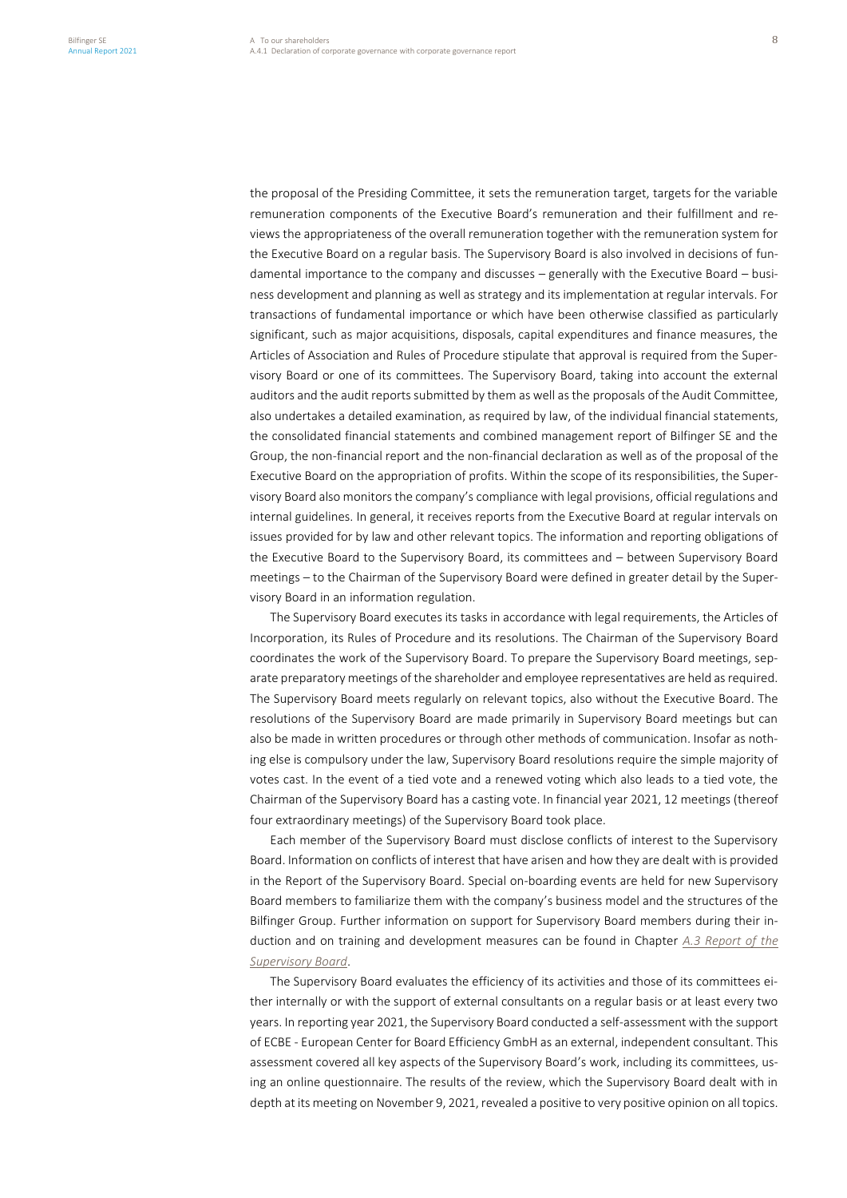the proposal of the Presiding Committee, it sets the remuneration target, targets for the variable remuneration components of the Executive Board's remuneration and their fulfillment and reviews the appropriateness of the overall remuneration together with the remuneration system for the Executive Board on a regular basis. The Supervisory Board is also involved in decisions of fundamental importance to the company and discusses – generally with the Executive Board – business development and planning as well as strategy and its implementation at regular intervals. For transactions of fundamental importance or which have been otherwise classified as particularly significant, such as major acquisitions, disposals, capital expenditures and finance measures, the Articles of Association and Rules of Procedure stipulate that approval is required from the Supervisory Board or one of its committees. The Supervisory Board, taking into account the external auditors and the audit reports submitted by them as well as the proposals of the Audit Committee, also undertakes a detailed examination, as required by law, of the individual financial statements, the consolidated financial statements and combined management report of Bilfinger SE and the Group, the non-financial report and the non-financial declaration as well as of the proposal of the Executive Board on the appropriation of profits. Within the scope of its responsibilities, the Supervisory Board also monitors the company's compliance with legal provisions, official regulations and internal guidelines. In general, it receives reports from the Executive Board at regular intervals on issues provided for by law and other relevant topics. The information and reporting obligations of the Executive Board to the Supervisory Board, its committees and – between Supervisory Board meetings – to the Chairman of the Supervisory Board were defined in greater detail by the Supervisory Board in an information regulation.

The Supervisory Board executes its tasks in accordance with legal requirements, the Articles of Incorporation, its Rules of Procedure and its resolutions. The Chairman of the Supervisory Board coordinates the work of the Supervisory Board. To prepare the Supervisory Board meetings, separate preparatory meetings of the shareholder and employee representatives are held as required. The Supervisory Board meets regularly on relevant topics, also without the Executive Board. The resolutions of the Supervisory Board are made primarily in Supervisory Board meetings but can also be made in written procedures or through other methods of communication. Insofar as nothing else is compulsory under the law, Supervisory Board resolutions require the simple majority of votes cast. In the event of a tied vote and a renewed voting which also leads to a tied vote, the Chairman of the Supervisory Board has a casting vote. In financial year 2021, 12 meetings (thereof four extraordinary meetings) of the Supervisory Board took place.

Each member of the Supervisory Board must disclose conflicts of interest to the Supervisory Board. Information on conflicts of interest that have arisen and how they are dealt with is provided in the Report of the Supervisory Board. Special on-boarding events are held for new Supervisory Board members to familiarize them with the company's business model and the structures of the Bilfinger Group. Further information on support for Supervisory Board members during their induction and on training and development measures can be found in Chapter *A.3 Report of the Supervisory Board*.

The Supervisory Board evaluates the efficiency of its activities and those of its committees either internally or with the support of external consultants on a regular basis or at least every two years. In reporting year 2021, the Supervisory Board conducted a self-assessment with the support of ECBE - European Center for Board Efficiency GmbH as an external, independent consultant. This assessment covered all key aspects of the Supervisory Board's work, including its committees, using an online questionnaire. The results of the review, which the Supervisory Board dealt with in depth at its meeting on November 9, 2021, revealed a positive to very positive opinion on all topics.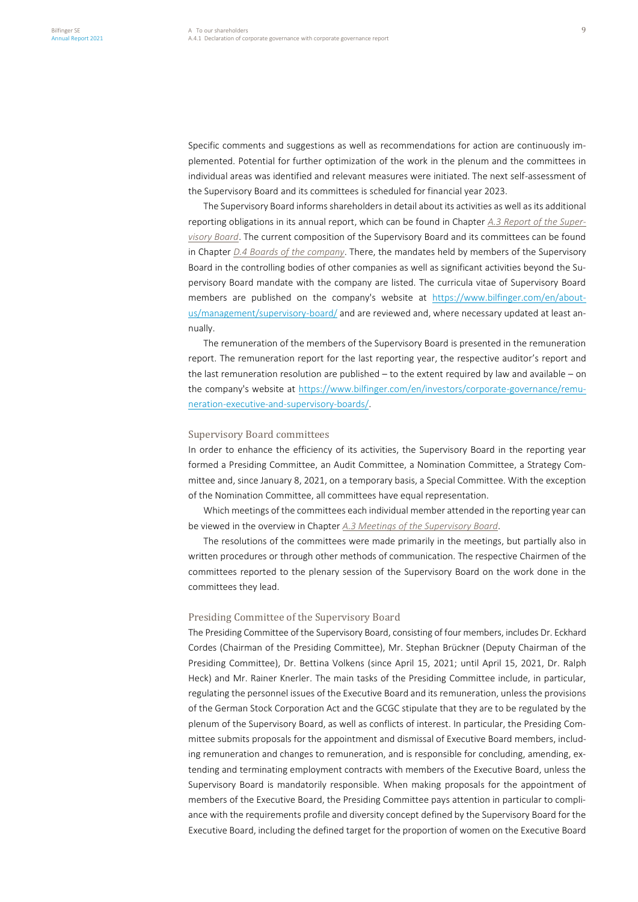Specific comments and suggestions as well as recommendations for action are continuously implemented. Potential for further optimization of the work in the plenum and the committees in individual areas was identified and relevant measures were initiated. The next self-assessment of the Supervisory Board and its committees is scheduled for financial year 2023.

The Supervisory Board informs shareholders in detail about its activities as well as its additional reporting obligations in its annual report, which can be found in Chapter *A.3 Report of the Supervisory Board*. The current composition of the Supervisory Board and its committees can be found in Chapter *D.4 Boards of the company*. There, the mandates held by members of the Supervisory Board in the controlling bodies of other companies as well as significant activities beyond the Supervisory Board mandate with the company are listed. The curricula vitae of Supervisory Board members are published on the company's website at https://www.bilfinger.com/en/about-us/management/supervisory-board/ and are reviewed and, where necessary updated at least annually.

The remuneration of the members of the Supervisory Board is presented in the remuneration report. The remuneration report for the last reporting year, the respective auditor's report and the last remuneration resolution are published – to the extent required by law and available – on the company's website at https://www.bilfinger.com/en/investors/corporate-governance/remuneration-executive-and-supervisory-boards/.

## Supervisory Board committees

In order to enhance the efficiency of its activities, the Supervisory Board in the reporting year formed a Presiding Committee, an Audit Committee, a Nomination Committee, a Strategy Committee and, since January 8, 2021, on a temporary basis, a Special Committee. With the exception of the Nomination Committee, all committees have equal representation.

Which meetings of the committees each individual member attended in the reporting year can be viewed in the overview in Chapter *A.3 Meetings of the Supervisory Board*.

The resolutions of the committees were made primarily in the meetings, but partially also in written procedures or through other methods of communication. The respective Chairmen of the committees reported to the plenary session of the Supervisory Board on the work done in the committees they lead.

## Presiding Committee of the Supervisory Board

The Presiding Committee of the Supervisory Board, consisting of four members, includes Dr. Eckhard Cordes (Chairman of the Presiding Committee), Mr. Stephan Brückner (Deputy Chairman of the Presiding Committee), Dr. Bettina Volkens (since April 15, 2021; until April 15, 2021, Dr. Ralph Heck) and Mr. Rainer Knerler. The main tasks of the Presiding Committee include, in particular, regulating the personnel issues of the Executive Board and its remuneration, unless the provisions of the German Stock Corporation Act and the GCGC stipulate that they are to be regulated by the plenum of the Supervisory Board, as well as conflicts of interest. In particular, the Presiding Committee submits proposals for the appointment and dismissal of Executive Board members, including remuneration and changes to remuneration, and is responsible for concluding, amending, extending and terminating employment contracts with members of the Executive Board, unless the Supervisory Board is mandatorily responsible. When making proposals for the appointment of members of the Executive Board, the Presiding Committee pays attention in particular to compliance with the requirements profile and diversity concept defined by the Supervisory Board for the Executive Board, including the defined target for the proportion of women on the Executive Board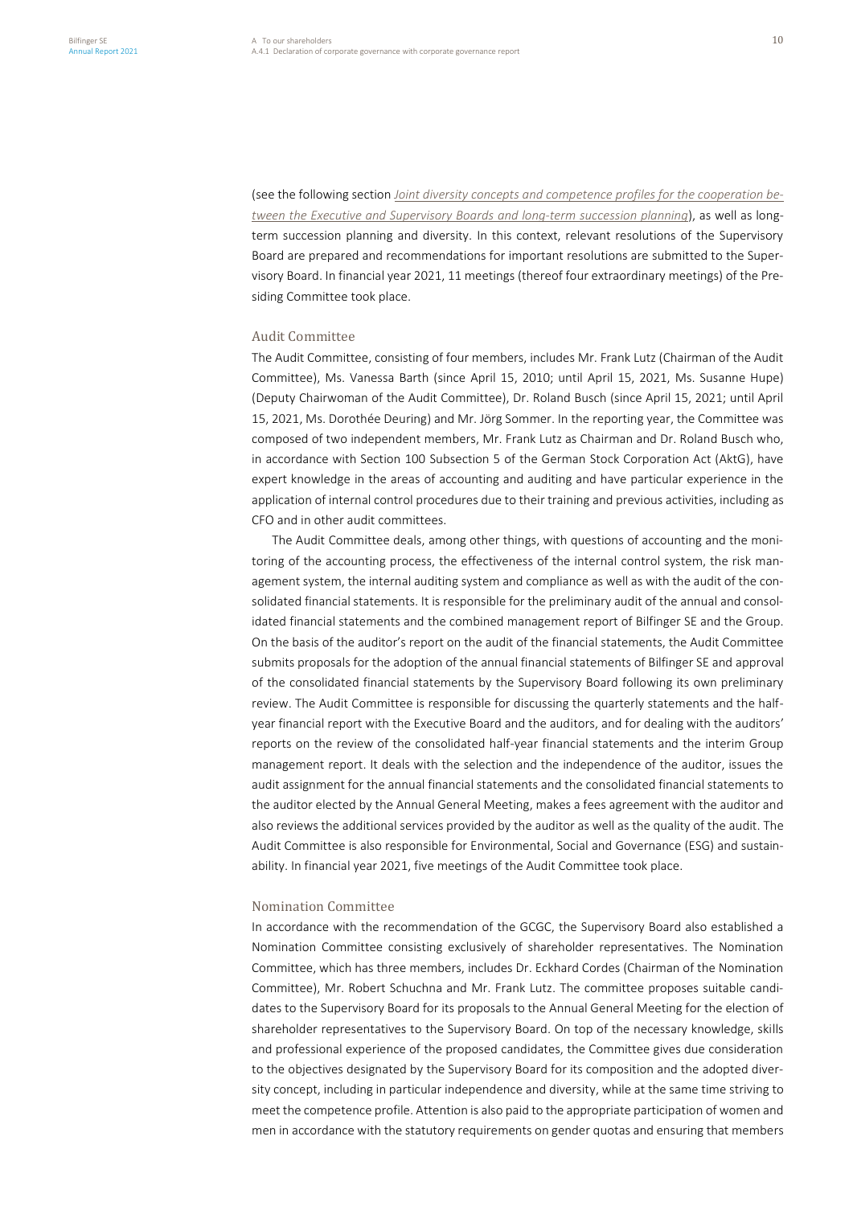(see the following section *Joint diversity concepts and competence profiles for the cooperation between the Executive and Supervisory Boards and long-term succession planning*), as well as long-term succession planning and diversity. In this context, relevant resolutions of the Supervisory Board are prepared and recommendations for important resolutions are submitted to the Supervisory Board. In financial year 2021, 11 meetings (thereof four extraordinary meetings) of the Presiding Committee took place.

### Audit Committee

The Audit Committee, consisting of four members, includes Mr. Frank Lutz (Chairman of the Audit Committee), Ms. Vanessa Barth (since April 15, 2010; until April 15, 2021, Ms. Susanne Hupe) (Deputy Chairwoman of the Audit Committee), Dr. Roland Busch (since April 15, 2021; until April 15, 2021, Ms. Dorothée Deuring) and Mr. Jörg Sommer. In the reporting year, the Committee was composed of two independent members, Mr. Frank Lutz as Chairman and Dr. Roland Busch who, in accordance with Section 100 Subsection 5 of the German Stock Corporation Act (AktG), have expert knowledge in the areas of accounting and auditing and have particular experience in the application of internal control procedures due to their training and previous activities, including as CFO and in other audit committees.

The Audit Committee deals, among other things, with questions of accounting and the monitoring of the accounting process, the effectiveness of the internal control system, the risk management system, the internal auditing system and compliance as well as with the audit of the consolidated financial statements. It is responsible for the preliminary audit of the annual and consolidated financial statements and the combined management report of Bilfinger SE and the Group. On the basis of the auditor's report on the audit of the financial statements, the Audit Committee submits proposals for the adoption of the annual financial statements of Bilfinger SE and approval of the consolidated financial statements by the Supervisory Board following its own preliminary review. The Audit Committee is responsible for discussing the quarterly statements and the half-year financial report with the Executive Board and the auditors, and for dealing with the auditors' reports on the review of the consolidated half-year financial statements and the interim Group management report. It deals with the selection and the independence of the auditor, issues the audit assignment for the annual financial statements and the consolidated financial statements to the auditor elected by the Annual General Meeting, makes a fees agreement with the auditor and also reviews the additional services provided by the auditor as well as the quality of the audit. The Audit Committee is also responsible for Environmental, Social and Governance (ESG) and sustainability. In financial year 2021, five meetings of the Audit Committee took place.

### Nomination Committee

In accordance with the recommendation of the GCGC, the Supervisory Board also established a Nomination Committee consisting exclusively of shareholder representatives. The Nomination Committee, which has three members, includes Dr. Eckhard Cordes (Chairman of the Nomination Committee), Mr. Robert Schuchna and Mr. Frank Lutz. The committee proposes suitable candidates to the Supervisory Board for its proposals to the Annual General Meeting for the election of shareholder representatives to the Supervisory Board. On top of the necessary knowledge, skills and professional experience of the proposed candidates, the Committee gives due consideration to the objectives designated by the Supervisory Board for its composition and the adopted diversity concept, including in particular independence and diversity, while at the same time striving to meet the competence profile. Attention is also paid to the appropriate participation of women and men in accordance with the statutory requirements on gender quotas and ensuring that members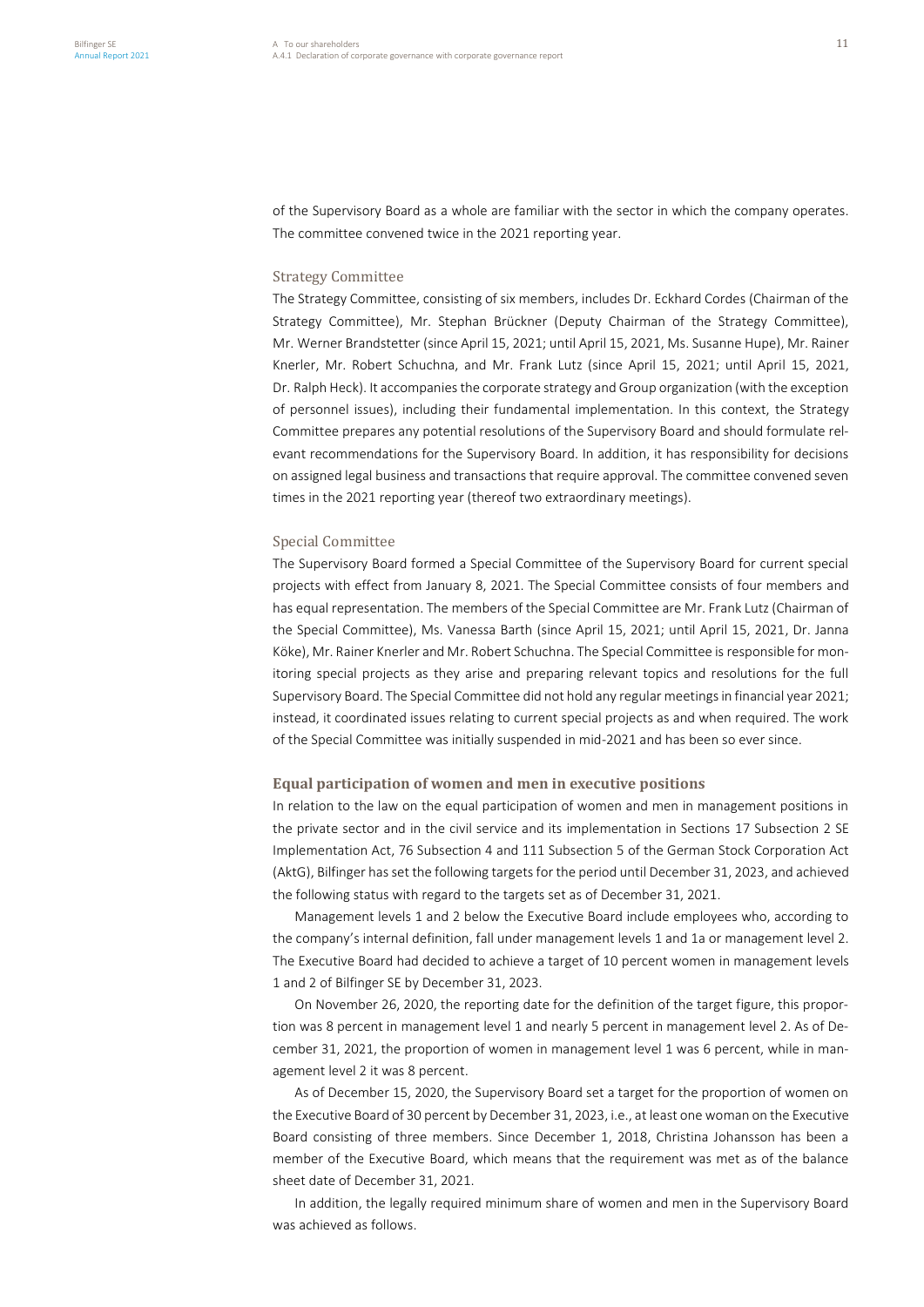of the Supervisory Board as a whole are familiar with the sector in which the company operates. The committee convened twice in the 2021 reporting year.

### Strategy Committee

The Strategy Committee, consisting of six members, includes Dr. Eckhard Cordes (Chairman of the Strategy Committee), Mr. Stephan Brückner (Deputy Chairman of the Strategy Committee), Mr. Werner Brandstetter (since April 15, 2021; until April 15, 2021, Ms. Susanne Hupe), Mr. Rainer Knerler, Mr. Robert Schuchna, and Mr. Frank Lutz (since April 15, 2021; until April 15, 2021, Dr. Ralph Heck). It accompanies the corporate strategy and Group organization (with the exception of personnel issues), including their fundamental implementation. In this context, the Strategy Committee prepares any potential resolutions of the Supervisory Board and should formulate relevant recommendations for the Supervisory Board. In addition, it has responsibility for decisions on assigned legal business and transactions that require approval. The committee convened seven times in the 2021 reporting year (thereof two extraordinary meetings).

### Special Committee

The Supervisory Board formed a Special Committee of the Supervisory Board for current special projects with effect from January 8, 2021. The Special Committee consists of four members and has equal representation. The members of the Special Committee are Mr. Frank Lutz (Chairman of the Special Committee), Ms. Vanessa Barth (since April 15, 2021; until April 15, 2021, Dr. Janna Köke), Mr. Rainer Knerler and Mr. Robert Schuchna. The Special Committee is responsible for monitoring special projects as they arise and preparing relevant topics and resolutions for the full Supervisory Board. The Special Committee did not hold any regular meetings in financial year 2021; instead, it coordinated issues relating to current special projects as and when required. The work of the Special Committee was initially suspended in mid-2021 and has been so ever since.

## Equal participation of women and men in executive positions

In relation to the law on the equal participation of women and men in management positions in the private sector and in the civil service and its implementation in Sections 17 Subsection 2 SE Implementation Act, 76 Subsection 4 and 111 Subsection 5 of the German Stock Corporation Act (AktG), Bilfinger has set the following targets for the period until December 31, 2023, and achieved the following status with regard to the targets set as of December 31, 2021.

Management levels 1 and 2 below the Executive Board include employees who, according to the company's internal definition, fall under management levels 1 and 1a or management level 2. The Executive Board had decided to achieve a target of 10 percent women in management levels 1 and 2 of Bilfinger SE by December 31, 2023.

On November 26, 2020, the reporting date for the definition of the target figure, this proportion was 8 percent in management level 1 and nearly 5 percent in management level 2. As of December 31, 2021, the proportion of women in management level 1 was 6 percent, while in management level 2 it was 8 percent.

As of December 15, 2020, the Supervisory Board set a target for the proportion of women on the Executive Board of 30 percent by December 31, 2023, i.e., at least one woman on the Executive Board consisting of three members. Since December 1, 2018, Christina Johansson has been a member of the Executive Board, which means that the requirement was met as of the balance sheet date of December 31, 2021.

In addition, the legally required minimum share of women and men in the Supervisory Board was achieved as follows.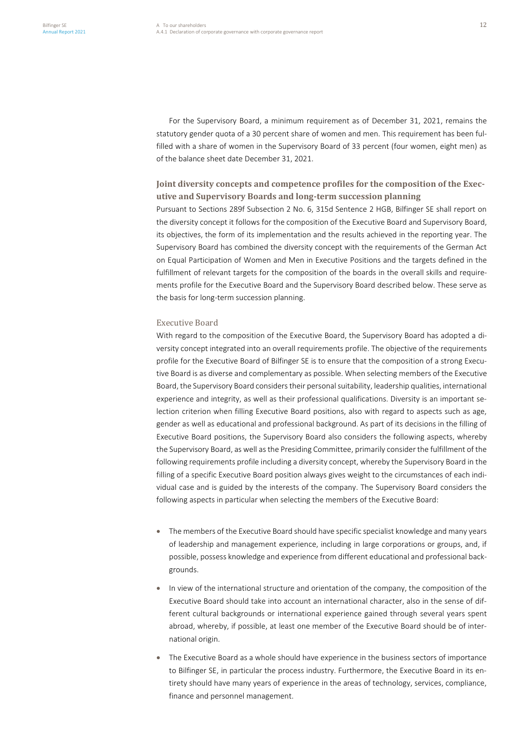For the Supervisory Board, a minimum requirement as of December 31, 2021, remains the statutory gender quota of a 30 percent share of women and men. This requirement has been fulfilled with a share of women in the Supervisory Board of 33 percent (four women, eight men) as of the balance sheet date December 31, 2021.

## Joint diversity concepts and competence profiles for the composition of the Executive and Supervisory Boards and long-term succession planning

Pursuant to Sections 289f Subsection 2 No. 6, 315d Sentence 2 HGB, Bilfinger SE shall report on the diversity concept it follows for the composition of the Executive Board and Supervisory Board, its objectives, the form of its implementation and the results achieved in the reporting year. The Supervisory Board has combined the diversity concept with the requirements of the German Act on Equal Participation of Women and Men in Executive Positions and the targets defined in the fulfillment of relevant targets for the composition of the boards in the overall skills and requirements profile for the Executive Board and the Supervisory Board described below. These serve as the basis for long-term succession planning.

### Executive Board

With regard to the composition of the Executive Board, the Supervisory Board has adopted a diversity concept integrated into an overall requirements profile. The objective of the requirements profile for the Executive Board of Bilfinger SE is to ensure that the composition of a strong Executive Board is as diverse and complementary as possible. When selecting members of the Executive Board, the Supervisory Board considers their personal suitability, leadership qualities, international experience and integrity, as well as their professional qualifications. Diversity is an important selection criterion when filling Executive Board positions, also with regard to aspects such as age, gender as well as educational and professional background. As part of its decisions in the filling of Executive Board positions, the Supervisory Board also considers the following aspects, whereby the Supervisory Board, as well as the Presiding Committee, primarily consider the fulfillment of the following requirements profile including a diversity concept, whereby the Supervisory Board in the filling of a specific Executive Board position always gives weight to the circumstances of each individual case and is guided by the interests of the company. The Supervisory Board considers the following aspects in particular when selecting the members of the Executive Board:

- The members of the Executive Board should have specific specialist knowledge and many years of leadership and management experience, including in large corporations or groups, and, if possible, possess knowledge and experience from different educational and professional backgrounds.
- In view of the international structure and orientation of the company, the composition of the Executive Board should take into account an international character, also in the sense of different cultural backgrounds or international experience gained through several years spent abroad, whereby, if possible, at least one member of the Executive Board should be of international origin.
- The Executive Board as a whole should have experience in the business sectors of importance to Bilfinger SE, in particular the process industry. Furthermore, the Executive Board in its entirety should have many years of experience in the areas of technology, services, compliance, finance and personnel management.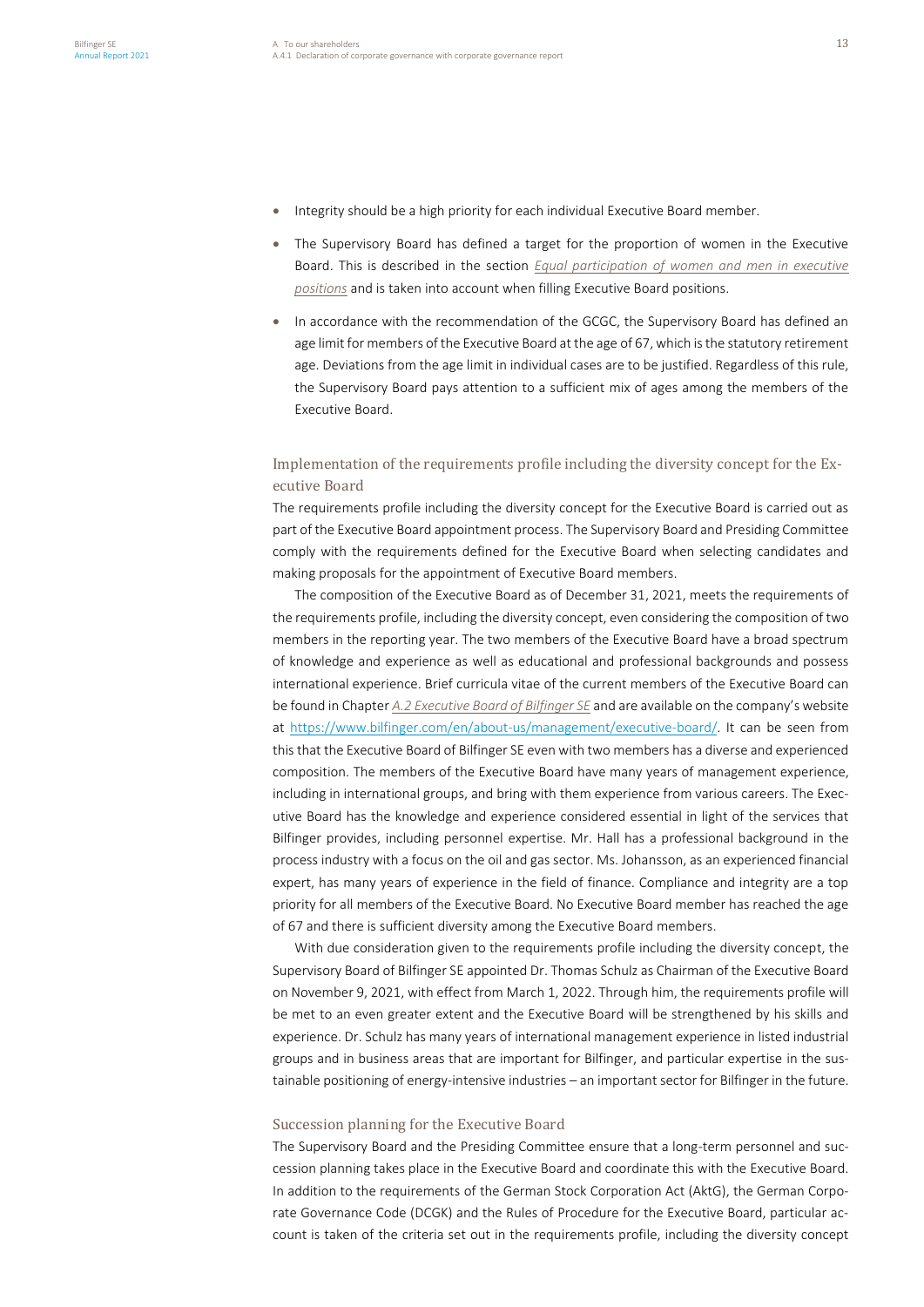- Integrity should be a high priority for each individual Executive Board member.
- The Supervisory Board has defined a target for the proportion of women in the Executive Board. This is described in the section *Equal participation of women and men in executive positions* and is taken into account when filling Executive Board positions.
- In accordance with the recommendation of the GCGC, the Supervisory Board has defined an age limit for members of the Executive Board at the age of 67, which is the statutory retirement age. Deviations from the age limit in individual cases are to be justified. Regardless of this rule, the Supervisory Board pays attention to a sufficient mix of ages among the members of the Executive Board.

### Implementation of the requirements profile including the diversity concept for the Executive Board

The requirements profile including the diversity concept for the Executive Board is carried out as part of the Executive Board appointment process. The Supervisory Board and Presiding Committee comply with the requirements defined for the Executive Board when selecting candidates and making proposals for the appointment of Executive Board members.

The composition of the Executive Board as of December 31, 2021, meets the requirements of the requirements profile, including the diversity concept, even considering the composition of two members in the reporting year. The two members of the Executive Board have a broad spectrum of knowledge and experience as well as educational and professional backgrounds and possess international experience. Brief curricula vitae of the current members of the Executive Board can be found in Chapter *A.2 Executive Board of Bilfinger SE* and are available on the company's website at https://www.bilfinger.com/en/about-us/management/executive-board/. It can be seen from this that the Executive Board of Bilfinger SE even with two members has a diverse and experienced composition. The members of the Executive Board have many years of management experience, including in international groups, and bring with them experience from various careers. The Executive Board has the knowledge and experience considered essential in light of the services that Bilfinger provides, including personnel expertise. Mr. Hall has a professional background in the process industry with a focus on the oil and gas sector. Ms. Johansson, as an experienced financial expert, has many years of experience in the field of finance. Compliance and integrity are a top priority for all members of the Executive Board. No Executive Board member has reached the age of 67 and there is sufficient diversity among the Executive Board members.

With due consideration given to the requirements profile including the diversity concept, the Supervisory Board of Bilfinger SE appointed Dr. Thomas Schulz as Chairman of the Executive Board on November 9, 2021, with effect from March 1, 2022. Through him, the requirements profile will be met to an even greater extent and the Executive Board will be strengthened by his skills and experience. Dr. Schulz has many years of international management experience in listed industrial groups and in business areas that are important for Bilfinger, and particular expertise in the sustainable positioning of energy-intensive industries – an important sector for Bilfinger in the future.

### Succession planning for the Executive Board

The Supervisory Board and the Presiding Committee ensure that a long-term personnel and succession planning takes place in the Executive Board and coordinate this with the Executive Board. In addition to the requirements of the German Stock Corporation Act (AktG), the German Corporate Governance Code (DCGK) and the Rules of Procedure for the Executive Board, particular account is taken of the criteria set out in the requirements profile, including the diversity concept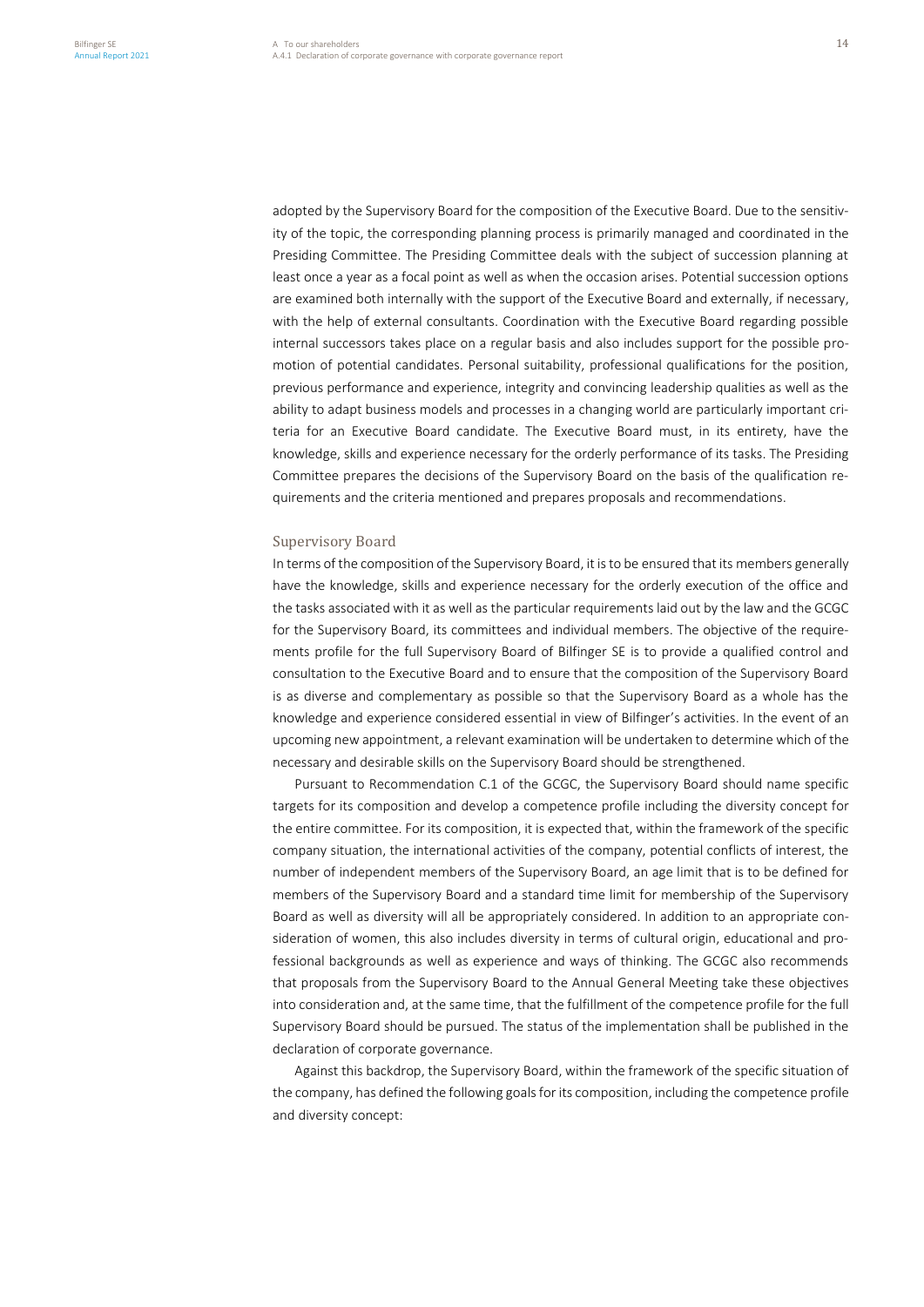adopted by the Supervisory Board for the composition of the Executive Board. Due to the sensitivity of the topic, the corresponding planning process is primarily managed and coordinated in the Presiding Committee. The Presiding Committee deals with the subject of succession planning at least once a year as a focal point as well as when the occasion arises. Potential succession options are examined both internally with the support of the Executive Board and externally, if necessary, with the help of external consultants. Coordination with the Executive Board regarding possible internal successors takes place on a regular basis and also includes support for the possible promotion of potential candidates. Personal suitability, professional qualifications for the position, previous performance and experience, integrity and convincing leadership qualities as well as the ability to adapt business models and processes in a changing world are particularly important criteria for an Executive Board candidate. The Executive Board must, in its entirety, have the knowledge, skills and experience necessary for the orderly performance of its tasks. The Presiding Committee prepares the decisions of the Supervisory Board on the basis of the qualification requirements and the criteria mentioned and prepares proposals and recommendations.

### Supervisory Board

In terms of the composition of the Supervisory Board, it is to be ensured that its members generally have the knowledge, skills and experience necessary for the orderly execution of the office and the tasks associated with it as well as the particular requirements laid out by the law and the GCGC for the Supervisory Board, its committees and individual members. The objective of the requirements profile for the full Supervisory Board of Bilfinger SE is to provide a qualified control and consultation to the Executive Board and to ensure that the composition of the Supervisory Board is as diverse and complementary as possible so that the Supervisory Board as a whole has the knowledge and experience considered essential in view of Bilfinger's activities. In the event of an upcoming new appointment, a relevant examination will be undertaken to determine which of the necessary and desirable skills on the Supervisory Board should be strengthened.

Pursuant to Recommendation C.1 of the GCGC, the Supervisory Board should name specific targets for its composition and develop a competence profile including the diversity concept for the entire committee. For its composition, it is expected that, within the framework of the specific company situation, the international activities of the company, potential conflicts of interest, the number of independent members of the Supervisory Board, an age limit that is to be defined for members of the Supervisory Board and a standard time limit for membership of the Supervisory Board as well as diversity will all be appropriately considered. In addition to an appropriate consideration of women, this also includes diversity in terms of cultural origin, educational and professional backgrounds as well as experience and ways of thinking. The GCGC also recommends that proposals from the Supervisory Board to the Annual General Meeting take these objectives into consideration and, at the same time, that the fulfillment of the competence profile for the full Supervisory Board should be pursued. The status of the implementation shall be published in the declaration of corporate governance.

Against this backdrop, the Supervisory Board, within the framework of the specific situation of the company, has defined the following goals for its composition, including the competence profile and diversity concept: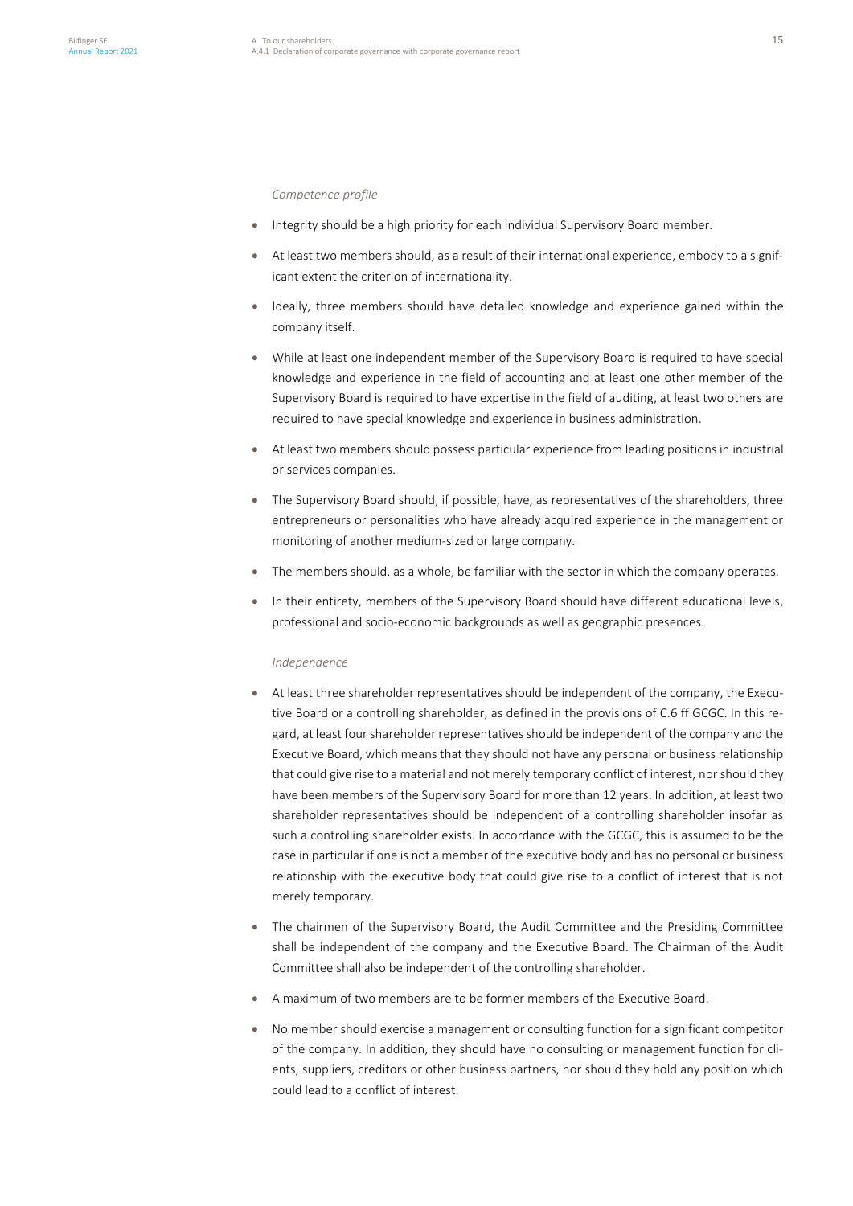*Competence profile*

- Integrity should be a high priority for each individual Supervisory Board member.
- At least two members should, as a result of their international experience, embody to a significant extent the criterion of internationality.
- Ideally, three members should have detailed knowledge and experience gained within the company itself.
- While at least one independent member of the Supervisory Board is required to have special knowledge and experience in the field of accounting and at least one other member of the Supervisory Board is required to have expertise in the field of auditing, at least two others are required to have special knowledge and experience in business administration.
- At least two members should possess particular experience from leading positions in industrial or services companies.
- The Supervisory Board should, if possible, have, as representatives of the shareholders, three entrepreneurs or personalities who have already acquired experience in the management or monitoring of another medium-sized or large company.
- The members should, as a whole, be familiar with the sector in which the company operates.
- In their entirety, members of the Supervisory Board should have different educational levels, professional and socio-economic backgrounds as well as geographic presences.

*Independence*

- At least three shareholder representatives should be independent of the company, the Executive Board or a controlling shareholder, as defined in the provisions of C.6 ff GCGC. In this regard, at least four shareholder representatives should be independent of the company and the Executive Board, which means that they should not have any personal or business relationship that could give rise to a material and not merely temporary conflict of interest, nor should they have been members of the Supervisory Board for more than 12 years. In addition, at least two shareholder representatives should be independent of a controlling shareholder insofar as such a controlling shareholder exists. In accordance with the GCGC, this is assumed to be the case in particular if one is not a member of the executive body and has no personal or business relationship with the executive body that could give rise to a conflict of interest that is not merely temporary.
- The chairmen of the Supervisory Board, the Audit Committee and the Presiding Committee shall be independent of the company and the Executive Board. The Chairman of the Audit Committee shall also be independent of the controlling shareholder.
- A maximum of two members are to be former members of the Executive Board.
- No member should exercise a management or consulting function for a significant competitor of the company. In addition, they should have no consulting or management function for clients, suppliers, creditors or other business partners, nor should they hold any position which could lead to a conflict of interest.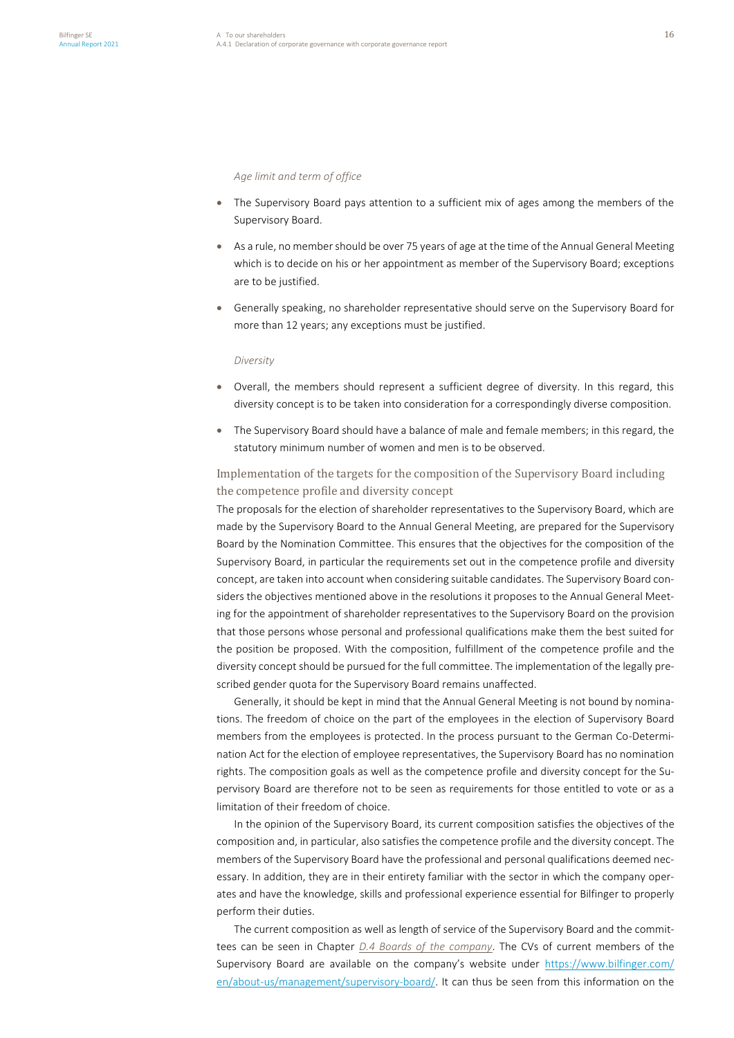*Age limit and term of office*

- The Supervisory Board pays attention to a sufficient mix of ages among the members of the Supervisory Board.
- As a rule, no member should be over 75 years of age at the time of the Annual General Meeting which is to decide on his or her appointment as member of the Supervisory Board; exceptions are to be justified.
- Generally speaking, no shareholder representative should serve on the Supervisory Board for more than 12 years; any exceptions must be justified.

*Diversity*

- Overall, the members should represent a sufficient degree of diversity. In this regard, this diversity concept is to be taken into consideration for a correspondingly diverse composition.
- The Supervisory Board should have a balance of male and female members; in this regard, the statutory minimum number of women and men is to be observed.

### Implementation of the targets for the composition of the Supervisory Board including the competence profile and diversity concept

The proposals for the election of shareholder representatives to the Supervisory Board, which are made by the Supervisory Board to the Annual General Meeting, are prepared for the Supervisory Board by the Nomination Committee. This ensures that the objectives for the composition of the Supervisory Board, in particular the requirements set out in the competence profile and diversity concept, are taken into account when considering suitable candidates. The Supervisory Board considers the objectives mentioned above in the resolutions it proposes to the Annual General Meeting for the appointment of shareholder representatives to the Supervisory Board on the provision that those persons whose personal and professional qualifications make them the best suited for the position be proposed. With the composition, fulfillment of the competence profile and the diversity concept should be pursued for the full committee. The implementation of the legally prescribed gender quota for the Supervisory Board remains unaffected.

Generally, it should be kept in mind that the Annual General Meeting is not bound by nominations. The freedom of choice on the part of the employees in the election of Supervisory Board members from the employees is protected. In the process pursuant to the German Co-Determination Act for the election of employee representatives, the Supervisory Board has no nomination rights. The composition goals as well as the competence profile and diversity concept for the Supervisory Board are therefore not to be seen as requirements for those entitled to vote or as a limitation of their freedom of choice.

In the opinion of the Supervisory Board, its current composition satisfies the objectives of the composition and, in particular, also satisfies the competence profile and the diversity concept. The members of the Supervisory Board have the professional and personal qualifications deemed necessary. In addition, they are in their entirety familiar with the sector in which the company operates and have the knowledge, skills and professional experience essential for Bilfinger to properly perform their duties.

The current composition as well as length of service of the Supervisory Board and the committees can be seen in Chapter *D.4 Boards of the company*. The CVs of current members of the Supervisory Board are available on the company's website under https://www.bilfinger.com/en/about-us/management/supervisory-board/. It can thus be seen from this information on the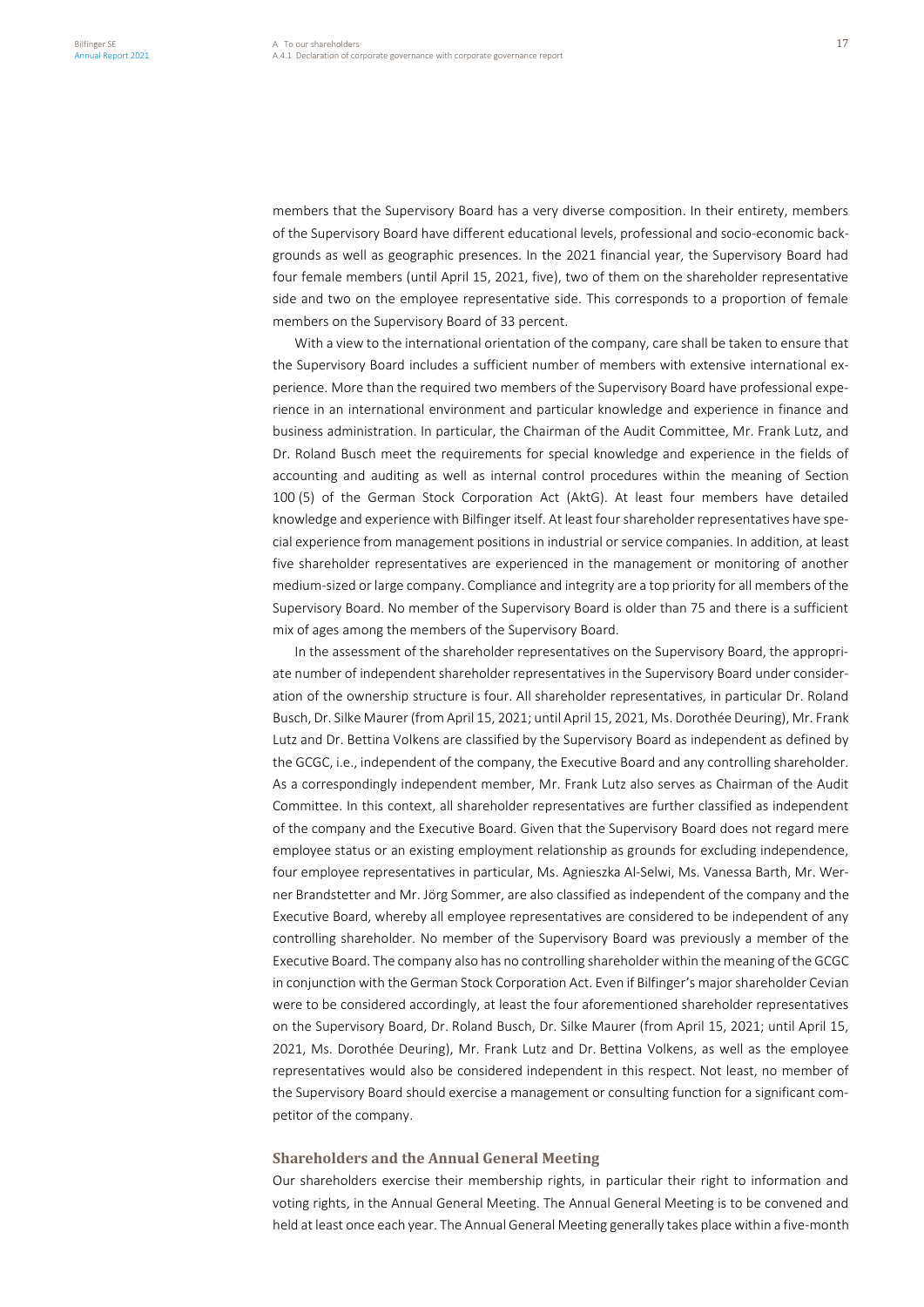members that the Supervisory Board has a very diverse composition. In their entirety, members of the Supervisory Board have different educational levels, professional and socio-economic backgrounds as well as geographic presences. In the 2021 financial year, the Supervisory Board had four female members (until April 15, 2021, five), two of them on the shareholder representative side and two on the employee representative side. This corresponds to a proportion of female members on the Supervisory Board of 33 percent.

With a view to the international orientation of the company, care shall be taken to ensure that the Supervisory Board includes a sufficient number of members with extensive international experience. More than the required two members of the Supervisory Board have professional experience in an international environment and particular knowledge and experience in finance and business administration. In particular, the Chairman of the Audit Committee, Mr. Frank Lutz, and Dr. Roland Busch meet the requirements for special knowledge and experience in the fields of accounting and auditing as well as internal control procedures within the meaning of Section 100 (5) of the German Stock Corporation Act (AktG). At least four members have detailed knowledge and experience with Bilfinger itself. At least four shareholder representatives have special experience from management positions in industrial or service companies. In addition, at least five shareholder representatives are experienced in the management or monitoring of another medium-sized or large company. Compliance and integrity are a top priority for all members of the Supervisory Board. No member of the Supervisory Board is older than 75 and there is a sufficient mix of ages among the members of the Supervisory Board.

In the assessment of the shareholder representatives on the Supervisory Board, the appropriate number of independent shareholder representatives in the Supervisory Board under consideration of the ownership structure is four. All shareholder representatives, in particular Dr. Roland Busch, Dr. Silke Maurer (from April 15, 2021; until April 15, 2021, Ms. Dorothée Deuring), Mr. Frank Lutz and Dr. Bettina Volkens are classified by the Supervisory Board as independent as defined by the GCGC, i.e., independent of the company, the Executive Board and any controlling shareholder. As a correspondingly independent member, Mr. Frank Lutz also serves as Chairman of the Audit Committee. In this context, all shareholder representatives are further classified as independent of the company and the Executive Board. Given that the Supervisory Board does not regard mere employee status or an existing employment relationship as grounds for excluding independence, four employee representatives in particular, Ms. Agnieszka Al-Selwi, Ms. Vanessa Barth, Mr. Werner Brandstetter and Mr. Jörg Sommer, are also classified as independent of the company and the Executive Board, whereby all employee representatives are considered to be independent of any controlling shareholder. No member of the Supervisory Board was previously a member of the Executive Board. The company also has no controlling shareholder within the meaning of the GCGC in conjunction with the German Stock Corporation Act. Even if Bilfinger's major shareholder Cevian were to be considered accordingly, at least the four aforementioned shareholder representatives on the Supervisory Board, Dr. Roland Busch, Dr. Silke Maurer (from April 15, 2021; until April 15, 2021, Ms. Dorothée Deuring), Mr. Frank Lutz and Dr. Bettina Volkens, as well as the employee representatives would also be considered independent in this respect. Not least, no member of the Supervisory Board should exercise a management or consulting function for a significant competitor of the company.

### Shareholders and the Annual General Meeting

Our shareholders exercise their membership rights, in particular their right to information and voting rights, in the Annual General Meeting. The Annual General Meeting is to be convened and held at least once each year. The Annual General Meeting generally takes place within a five-month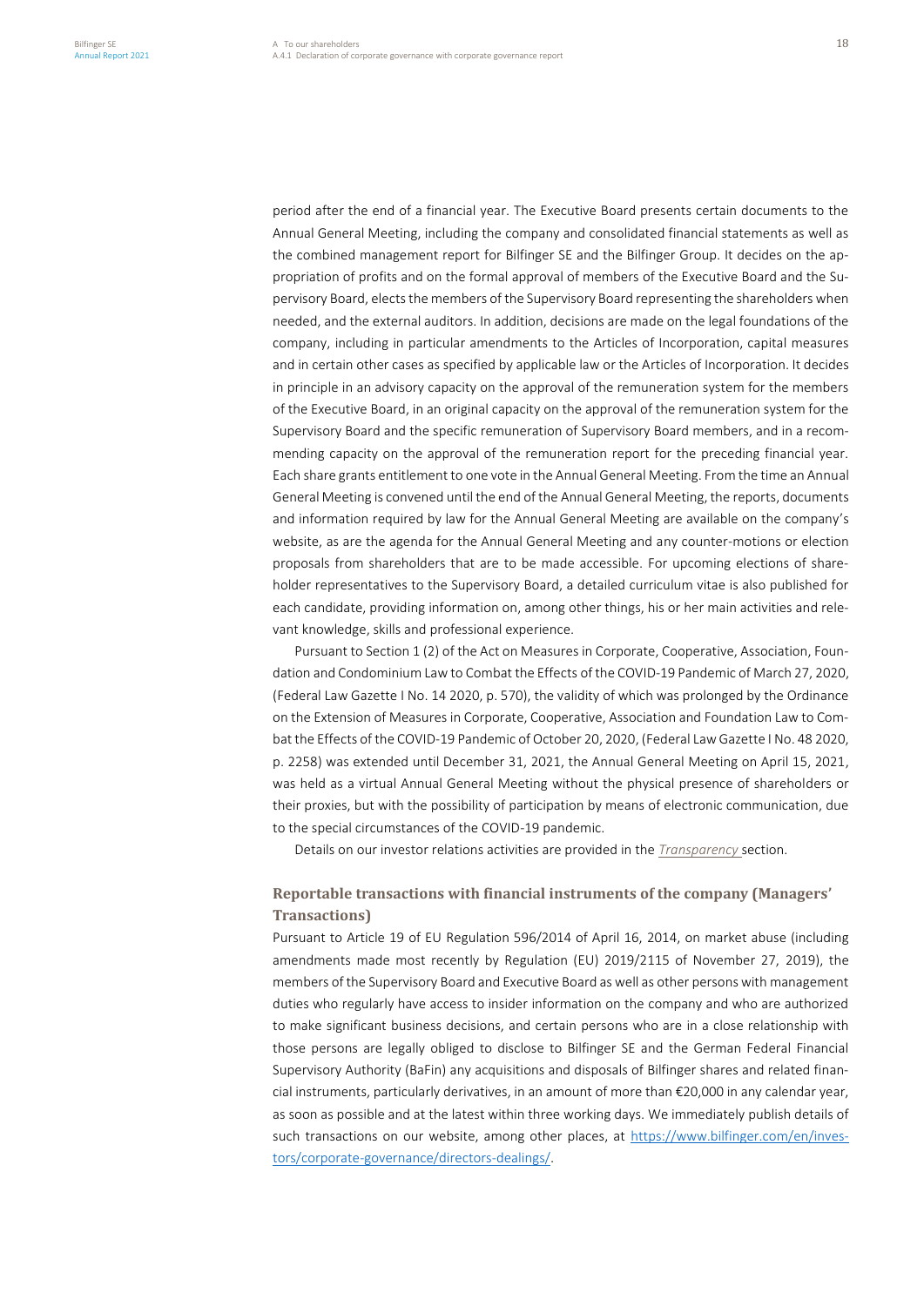period after the end of a financial year. The Executive Board presents certain documents to the Annual General Meeting, including the company and consolidated financial statements as well as the combined management report for Bilfinger SE and the Bilfinger Group. It decides on the appropriation of profits and on the formal approval of members of the Executive Board and the Supervisory Board, elects the members of the Supervisory Board representing the shareholders when needed, and the external auditors. In addition, decisions are made on the legal foundations of the company, including in particular amendments to the Articles of Incorporation, capital measures and in certain other cases as specified by applicable law or the Articles of Incorporation. It decides in principle in an advisory capacity on the approval of the remuneration system for the members of the Executive Board, in an original capacity on the approval of the remuneration system for the Supervisory Board and the specific remuneration of Supervisory Board members, and in a recommending capacity on the approval of the remuneration report for the preceding financial year. Each share grants entitlement to one vote in the Annual General Meeting. From the time an Annual General Meeting is convened until the end of the Annual General Meeting, the reports, documents and information required by law for the Annual General Meeting are available on the company's website, as are the agenda for the Annual General Meeting and any counter-motions or election proposals from shareholders that are to be made accessible. For upcoming elections of shareholder representatives to the Supervisory Board, a detailed curriculum vitae is also published for each candidate, providing information on, among other things, his or her main activities and relevant knowledge, skills and professional experience.

Pursuant to Section 1 (2) of the Act on Measures in Corporate, Cooperative, Association, Foundation and Condominium Law to Combat the Effects of the COVID-19 Pandemic of March 27, 2020, (Federal Law Gazette I No. 14 2020, p. 570), the validity of which was prolonged by the Ordinance on the Extension of Measures in Corporate, Cooperative, Association and Foundation Law to Combat the Effects of the COVID-19 Pandemic of October 20, 2020, (Federal Law Gazette I No. 48 2020, p. 2258) was extended until December 31, 2021, the Annual General Meeting on April 15, 2021, was held as a virtual Annual General Meeting without the physical presence of shareholders or their proxies, but with the possibility of participation by means of electronic communication, due to the special circumstances of the COVID-19 pandemic.

Details on our investor relations activities are provided in the *Transparency* section.

### Reportable transactions with financial instruments of the company (Managers' Transactions)

Pursuant to Article 19 of EU Regulation 596/2014 of April 16, 2014, on market abuse (including amendments made most recently by Regulation (EU) 2019/2115 of November 27, 2019), the members of the Supervisory Board and Executive Board as well as other persons with management duties who regularly have access to insider information on the company and who are authorized to make significant business decisions, and certain persons who are in a close relationship with those persons are legally obliged to disclose to Bilfinger SE and the German Federal Financial Supervisory Authority (BaFin) any acquisitions and disposals of Bilfinger shares and related financial instruments, particularly derivatives, in an amount of more than €20,000 in any calendar year, as soon as possible and at the latest within three working days. We immediately publish details of such transactions on our website, among other places, at https://www.bilfinger.com/en/investors/corporate-governance/directors-dealings/.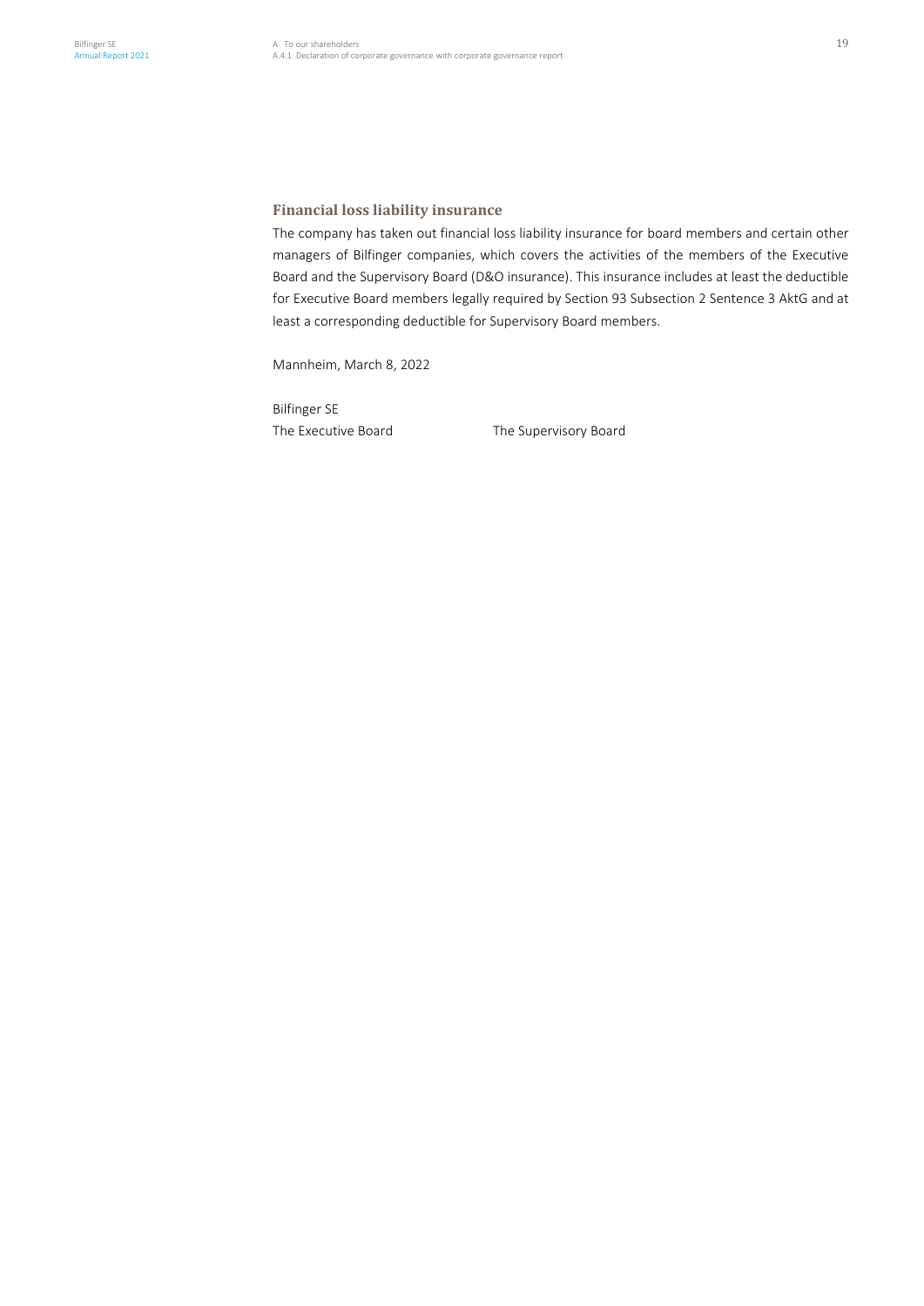### Financial loss liability insurance

The company has taken out financial loss liability insurance for board members and certain other managers of Bilfinger companies, which covers the activities of the members of the Executive Board and the Supervisory Board (D&O insurance). This insurance includes at least the deductible for Executive Board members legally required by Section 93 Subsection 2 Sentence 3 AktG and at least a corresponding deductible for Supervisory Board members.

Mannheim, March 8, 2022

Bilfinger SE

The Executive Board

The Supervisory Board